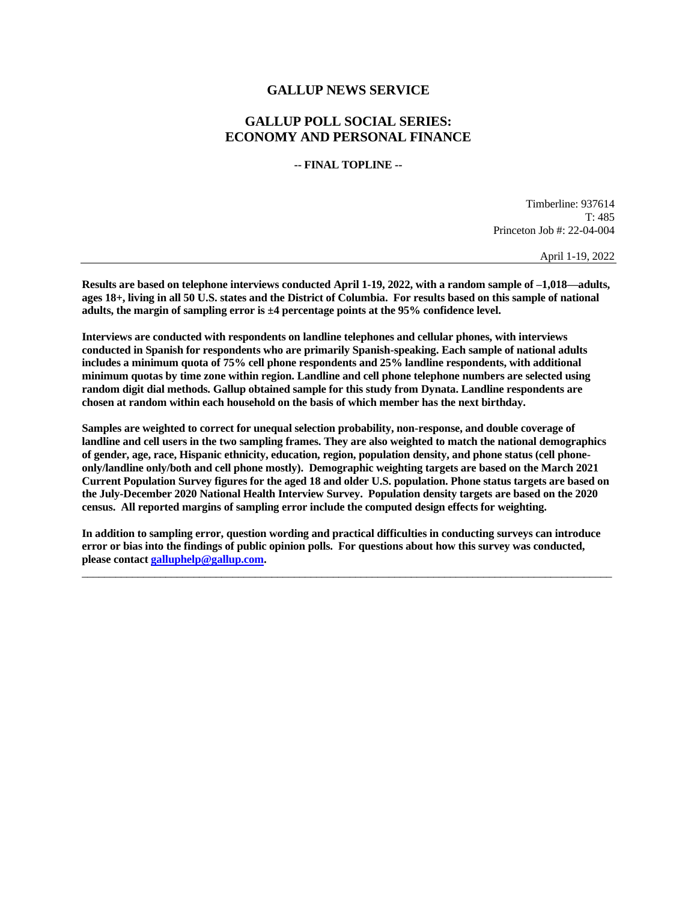# GALLUP NEWS SERVICE

## GALLUP POLL SOCIAL SERIES: ECONOMY AND PERSONAL FINANCE

**-- FINAL TOPLINE --**

Timberline: 937614
T: 485
Princeton Job #: 22-04-004

April 1-19, 2022

---

**Results are based on telephone interviews conducted April 1-19, 2022, with a random sample of –1,018—adults, ages 18+, living in all 50 U.S. states and the District of Columbia. For results based on this sample of national adults, the margin of sampling error is ±4 percentage points at the 95% confidence level.**

**Interviews are conducted with respondents on landline telephones and cellular phones, with interviews conducted in Spanish for respondents who are primarily Spanish-speaking. Each sample of national adults includes a minimum quota of 75% cell phone respondents and 25% landline respondents, with additional minimum quotas by time zone within region. Landline and cell phone telephone numbers are selected using random digit dial methods. Gallup obtained sample for this study from Dynata. Landline respondents are chosen at random within each household on the basis of which member has the next birthday.**

**Samples are weighted to correct for unequal selection probability, non-response, and double coverage of landline and cell users in the two sampling frames. They are also weighted to match the national demographics of gender, age, race, Hispanic ethnicity, education, region, population density, and phone status (cell phone-only/landline only/both and cell phone mostly). Demographic weighting targets are based on the March 2021 Current Population Survey figures for the aged 18 and older U.S. population. Phone status targets are based on the July-December 2020 National Health Interview Survey. Population density targets are based on the 2020 census. All reported margins of sampling error include the computed design effects for weighting.**

**In addition to sampling error, question wording and practical difficulties in conducting surveys can introduce error or bias into the findings of public opinion polls. For questions about how this survey was conducted, please contact galluphelp@gallup.com.**

---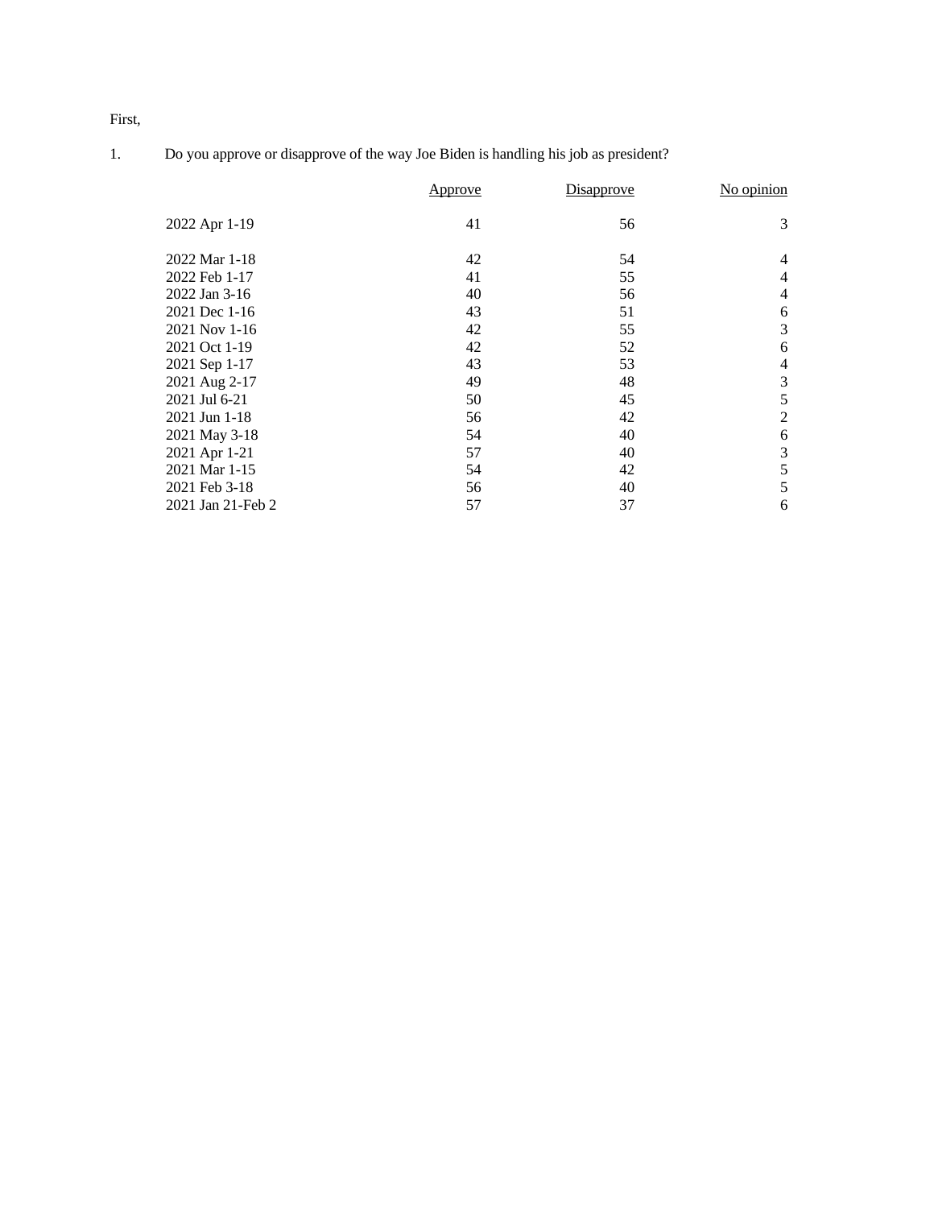First,

1. Do you approve or disapprove of the way Joe Biden is handling his job as president?

| | Approve | Disapprove | No opinion |
|---|---|---|---|
| 2022 Apr 1-19 | 41 | 56 | 3 |
| 2022 Mar 1-18 | 42 | 54 | 4 |
| 2022 Feb 1-17 | 41 | 55 | 4 |
| 2022 Jan 3-16 | 40 | 56 | 4 |
| 2021 Dec 1-16 | 43 | 51 | 6 |
| 2021 Nov 1-16 | 42 | 55 | 3 |
| 2021 Oct 1-19 | 42 | 52 | 6 |
| 2021 Sep 1-17 | 43 | 53 | 4 |
| 2021 Aug 2-17 | 49 | 48 | 3 |
| 2021 Jul 6-21 | 50 | 45 | 5 |
| 2021 Jun 1-18 | 56 | 42 | 2 |
| 2021 May 3-18 | 54 | 40 | 6 |
| 2021 Apr 1-21 | 57 | 40 | 3 |
| 2021 Mar 1-15 | 54 | 42 | 5 |
| 2021 Feb 3-18 | 56 | 40 | 5 |
| 2021 Jan 21-Feb 2 | 57 | 37 | 6 |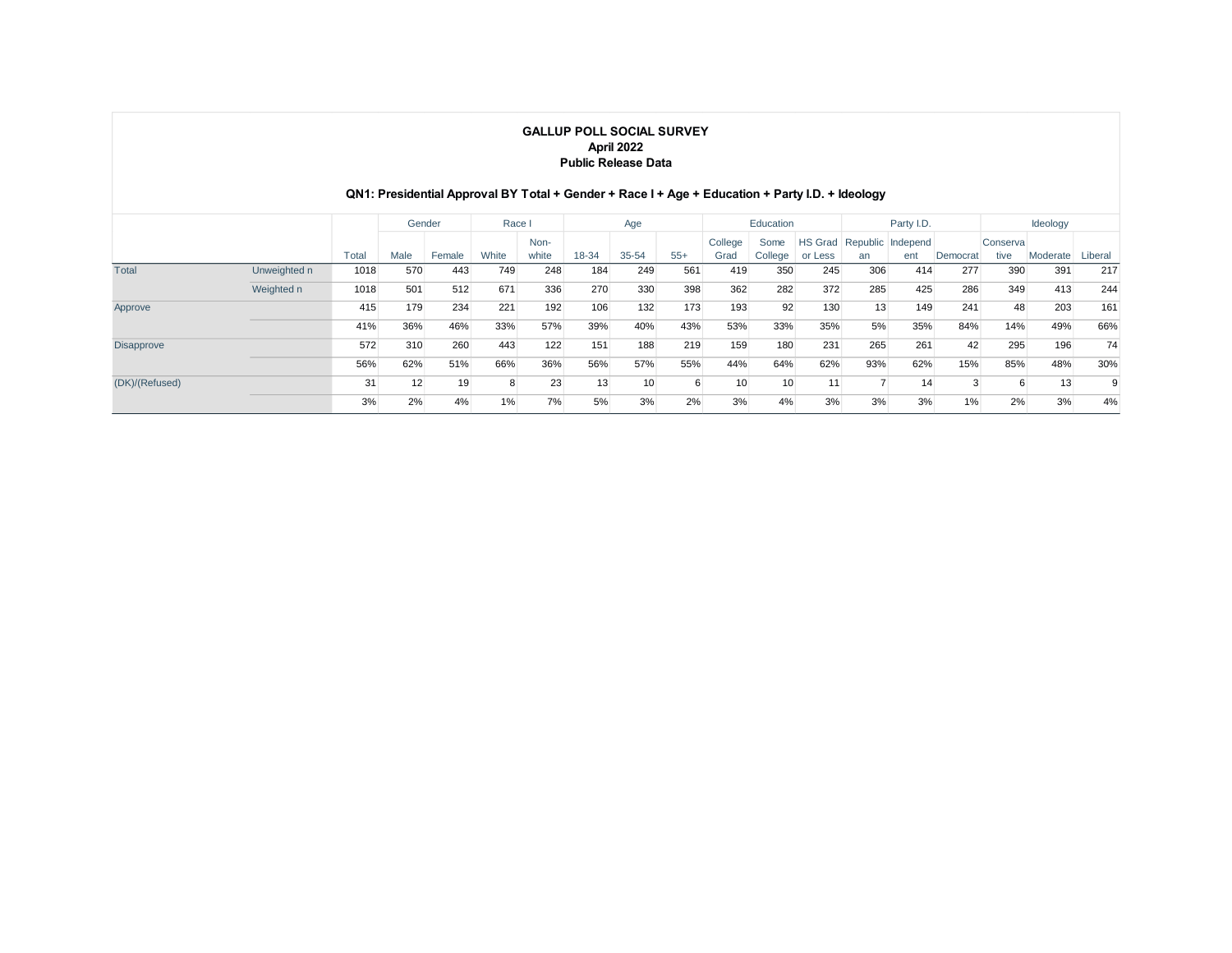**GALLUP POLL SOCIAL SURVEY**
**April 2022**
**Public Release Data**

**QN1: Presidential Approval BY Total + Gender + Race I + Age + Education + Party I.D. + Ideology**

| | | | Gender | | Race I | | Age | | | Education | | | Party I.D. | | | Ideology | | |
|---|---|---|---|---|---|---|---|---|---|---|---|---|---|---|---|---|---|---|
| | | Total | Male | Female | White | Non-white | 18-34 | 35-54 | 55+ | College Grad | Some College | HS Grad or Less | Republican | Independent | Democrat | Conservative | Moderate | Liberal |
| Total | Unweighted n | 1018 | 570 | 443 | 749 | 248 | 184 | 249 | 561 | 419 | 350 | 245 | 306 | 414 | 277 | 390 | 391 | 217 |
| | Weighted n | 1018 | 501 | 512 | 671 | 336 | 270 | 330 | 398 | 362 | 282 | 372 | 285 | 425 | 286 | 349 | 413 | 244 |
| Approve | | 415 | 179 | 234 | 221 | 192 | 106 | 132 | 173 | 193 | 92 | 130 | 13 | 149 | 241 | 48 | 203 | 161 |
| | | 41% | 36% | 46% | 33% | 57% | 39% | 40% | 43% | 53% | 33% | 35% | 5% | 35% | 84% | 14% | 49% | 66% |
| Disapprove | | 572 | 310 | 260 | 443 | 122 | 151 | 188 | 219 | 159 | 180 | 231 | 265 | 261 | 42 | 295 | 196 | 74 |
| | | 56% | 62% | 51% | 66% | 36% | 56% | 57% | 55% | 44% | 64% | 62% | 93% | 62% | 15% | 85% | 48% | 30% |
| (DK)/(Refused) | | 31 | 12 | 19 | 8 | 23 | 13 | 10 | 6 | 10 | 10 | 11 | 7 | 14 | 3 | 6 | 13 | 9 |
| | | 3% | 2% | 4% | 1% | 7% | 5% | 3% | 2% | 3% | 4% | 3% | 3% | 3% | 1% | 2% | 3% | 4% |